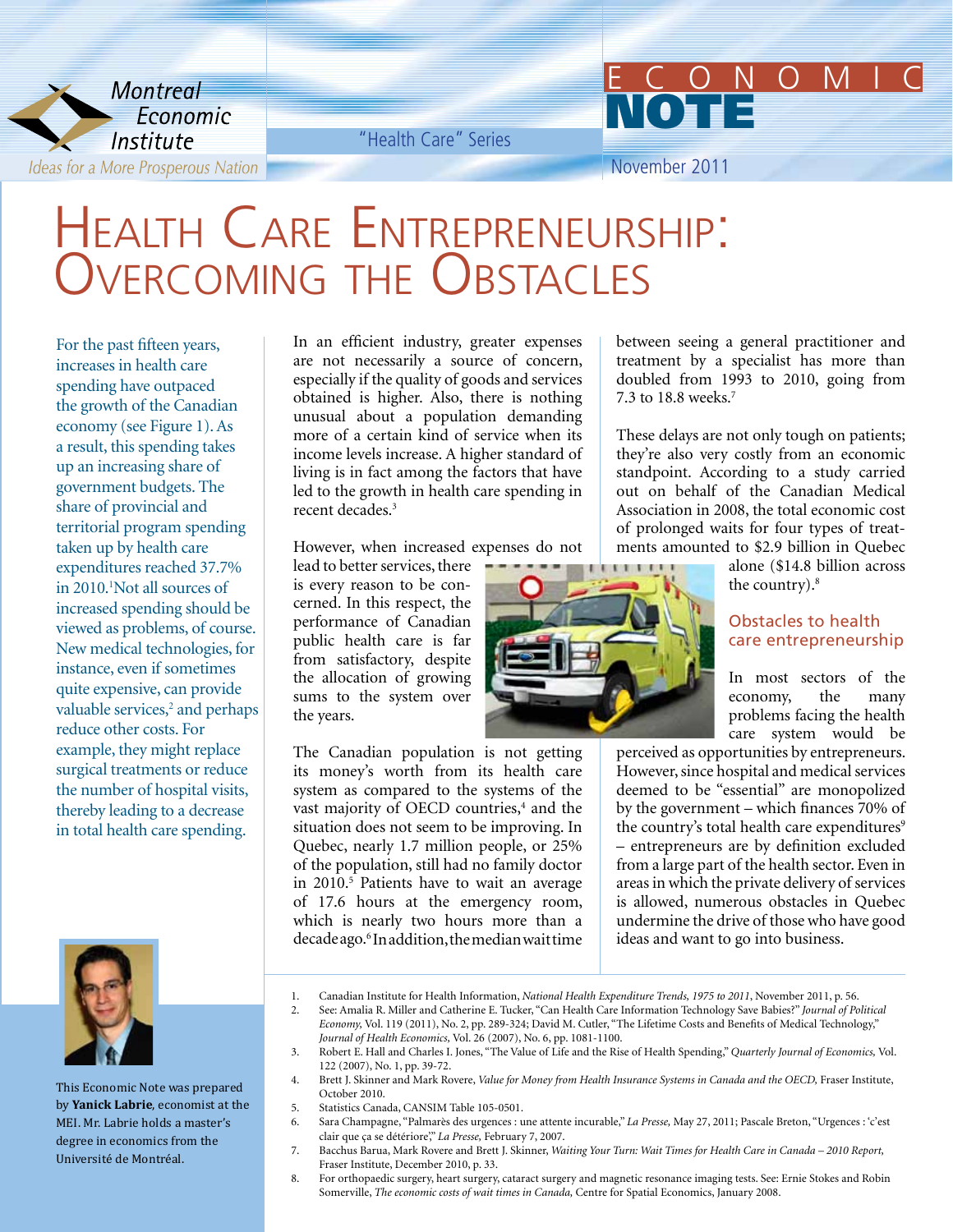Montreal Economic Institute

*Ideas for a More Prosperous Nation*

"Health Care" Series

# ECONOMIC NOTE

November 2011

# Health Care Entrepreneurship: Overcoming the Obstacles

For the past fifteen years, increases in health care spending have outpaced the growth of the Canadian economy (see Figure 1). As a result, this spending takes up an increasing share of government budgets. The share of provincial and territorial program spending taken up by health care expenditures reached 37.7% in 2010.[1] Not all sources of increased spending should be viewed as problems, of course. New medical technologies, for instance, even if sometimes quite expensive, can provide valuable services,[2] and perhaps reduce other costs. For example, they might replace surgical treatments or reduce the number of hospital visits, thereby leading to a decrease in total health care spending.

In an efficient industry, greater expenses are not necessarily a source of concern, especially if the quality of goods and services obtained is higher. Also, there is nothing unusual about a population demanding more of a certain kind of service when its income levels increase. A higher standard of living is in fact among the factors that have led to the growth in health care spending in recent decades.[3]

However, when increased expenses do not lead to better services, there is every reason to be concerned. In this respect, the performance of Canadian public health care is far from satisfactory, despite the allocation of growing sums to the system over the years.

The Canadian population is not getting its money's worth from its health care system as compared to the systems of the vast majority of OECD countries,[4] and the situation does not seem to be improving. In Quebec, nearly 1.7 million people, or 25% of the population, still had no family doctor in 2010.[5] Patients have to wait an average of 17.6 hours at the emergency room, which is nearly two hours more than a decade ago.[6] In addition, the median wait time between seeing a general practitioner and treatment by a specialist has more than doubled from 1993 to 2010, going from 7.3 to 18.8 weeks.[7]

These delays are not only tough on patients; they're also very costly from an economic standpoint. According to a study carried out on behalf of the Canadian Medical Association in 2008, the total economic cost of prolonged waits for four types of treatments amounted to $2.9 billion in Quebec alone ($14.8 billion across the country).[8]

## Obstacles to health care entrepreneurship

In most sectors of the economy, the many problems facing the health care system would be perceived as opportunities by entrepreneurs. However, since hospital and medical services deemed to be "essential" are monopolized by the government – which finances 70% of the country's total health care expenditures[9] – entrepreneurs are by definition excluded from a large part of the health sector. Even in areas in which the private delivery of services is allowed, numerous obstacles in Quebec undermine the drive of those who have good ideas and want to go into business.

This Economic Note was prepared by **Yanick Labrie**, economist at the MEI. Mr. Labrie holds a master's degree in economics from the Université de Montréal.

1. Canadian Institute for Health Information, *National Health Expenditure Trends, 1975 to 2011*, November 2011, p. 56.
2. See: Amalia R. Miller and Catherine E. Tucker, "Can Health Care Information Technology Save Babies?" *Journal of Political Economy*, Vol. 119 (2011), No. 2, pp. 289-324; David M. Cutler, "The Lifetime Costs and Benefits of Medical Technology," *Journal of Health Economics*, Vol. 26 (2007), No. 6, pp. 1081-1100.
3. Robert E. Hall and Charles I. Jones, "The Value of Life and the Rise of Health Spending," *Quarterly Journal of Economics*, Vol. 122 (2007), No. 1, pp. 39-72.
4. Brett J. Skinner and Mark Rovere, *Value for Money from Health Insurance Systems in Canada and the OECD*, Fraser Institute, October 2010.
5. Statistics Canada, CANSIM Table 105-0501.
6. Sara Champagne, "Palmarès des urgences : une attente incurable," *La Presse*, May 27, 2011; Pascale Breton, "Urgences : 'c'est clair que ça se détériore'," *La Presse*, February 7, 2007.
7. Bacchus Barua, Mark Rovere and Brett J. Skinner, *Waiting Your Turn: Wait Times for Health Care in Canada – 2010 Report*, Fraser Institute, December 2010, p. 33.
8. For orthopaedic surgery, heart surgery, cataract surgery and magnetic resonance imaging tests. See: Ernie Stokes and Robin Somerville, *The economic costs of wait times in Canada*, Centre for Spatial Economics, January 2008.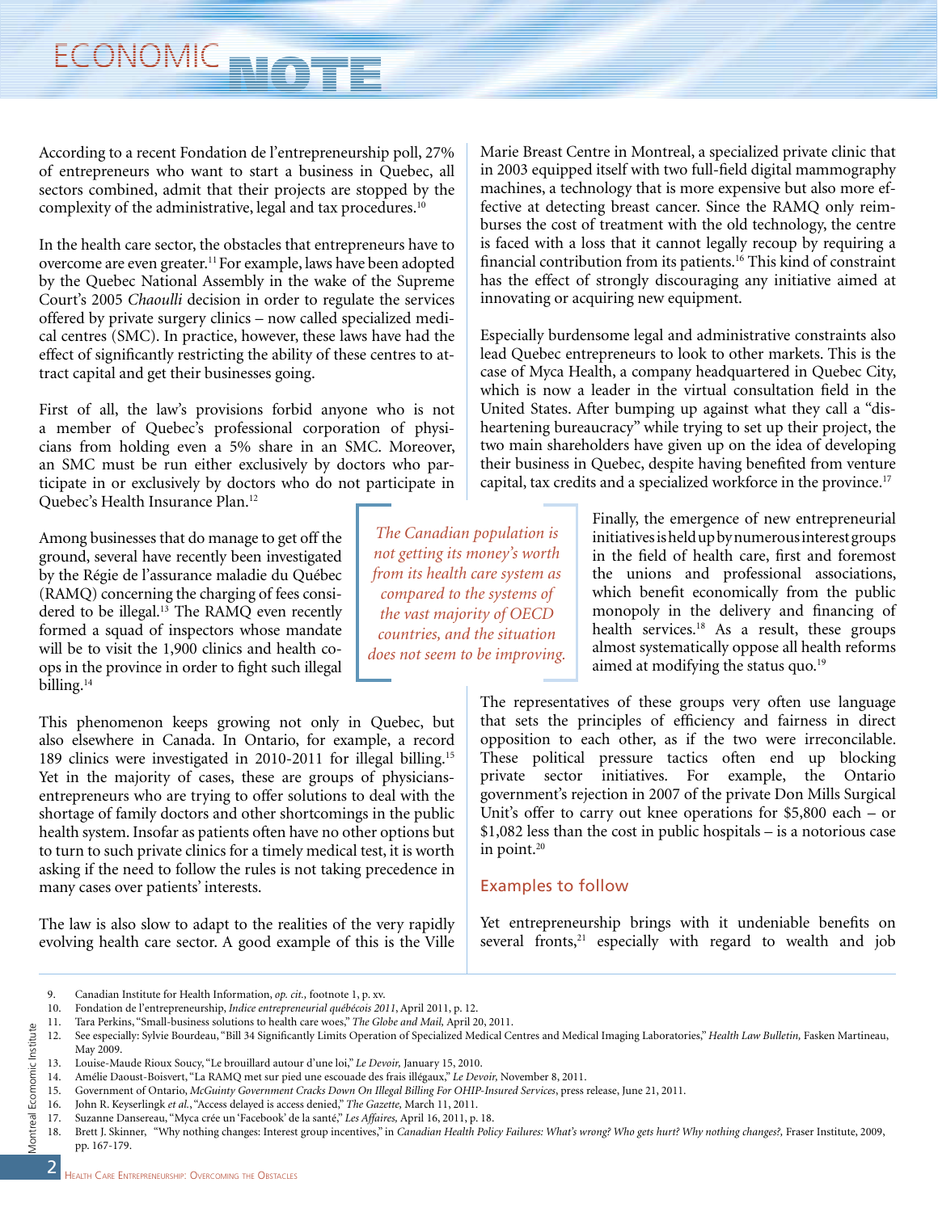According to a recent Fondation de l'entrepreneurship poll, 27% of entrepreneurs who want to start a business in Quebec, all sectors combined, admit that their projects are stopped by the complexity of the administrative, legal and tax procedures.[10]

In the health care sector, the obstacles that entrepreneurs have to overcome are even greater.[11] For example, laws have been adopted by the Quebec National Assembly in the wake of the Supreme Court's 2005 *Chaoulli* decision in order to regulate the services offered by private surgery clinics – now called specialized medical centres (SMC). In practice, however, these laws have had the effect of significantly restricting the ability of these centres to attract capital and get their businesses going.

First of all, the law's provisions forbid anyone who is not a member of Quebec's professional corporation of physicians from holding even a 5% share in an SMC. Moreover, an SMC must be run either exclusively by doctors who participate in or exclusively by doctors who do not participate in Quebec's Health Insurance Plan.[12]

Among businesses that do manage to get off the ground, several have recently been investigated by the Régie de l'assurance maladie du Québec (RAMQ) concerning the charging of fees considered to be illegal.[13] The RAMQ even recently formed a squad of inspectors whose mandate will be to visit the 1,900 clinics and health co-ops in the province in order to fight such illegal billing.[14]

> *The Canadian population is not getting its money's worth from its health care system as compared to the systems of the vast majority of OECD countries, and the situation does not seem to be improving.*

This phenomenon keeps growing not only in Quebec, but also elsewhere in Canada. In Ontario, for example, a record 189 clinics were investigated in 2010-2011 for illegal billing.[15] Yet in the majority of cases, these are groups of physicians-entrepreneurs who are trying to offer solutions to deal with the shortage of family doctors and other shortcomings in the public health system. Insofar as patients often have no other options but to turn to such private clinics for a timely medical test, it is worth asking if the need to follow the rules is not taking precedence in many cases over patients' interests.

The law is also slow to adapt to the realities of the very rapidly evolving health care sector. A good example of this is the Ville Marie Breast Centre in Montreal, a specialized private clinic that in 2003 equipped itself with two full-field digital mammography machines, a technology that is more expensive but also more effective at detecting breast cancer. Since the RAMQ only reimburses the cost of treatment with the old technology, the centre is faced with a loss that it cannot legally recoup by requiring a financial contribution from its patients.[16] This kind of constraint has the effect of strongly discouraging any initiative aimed at innovating or acquiring new equipment.

Especially burdensome legal and administrative constraints also lead Quebec entrepreneurs to look to other markets. This is the case of Myca Health, a company headquartered in Quebec City, which is now a leader in the virtual consultation field in the United States. After bumping up against what they call a "disheartening bureaucracy" while trying to set up their project, the two main shareholders have given up on the idea of developing their business in Quebec, despite having benefited from venture capital, tax credits and a specialized workforce in the province.[17]

Finally, the emergence of new entrepreneurial initiatives is held up by numerous interest groups in the field of health care, first and foremost the unions and professional associations, which benefit economically from the public monopoly in the delivery and financing of health services.[18] As a result, these groups almost systematically oppose all health reforms aimed at modifying the status quo.[19]

The representatives of these groups very often use language that sets the principles of efficiency and fairness in direct opposition to each other, as if the two were irreconcilable. These political pressure tactics often end up blocking private sector initiatives. For example, the Ontario government's rejection in 2007 of the private Don Mills Surgical Unit's offer to carry out knee operations for $5,800 each – or $1,082 less than the cost in public hospitals – is a notorious case in point.[20]

## Examples to follow

Yet entrepreneurship brings with it undeniable benefits on several fronts,[21] especially with regard to wealth and job

---

9. Canadian Institute for Health Information, *op. cit.,* footnote 1, p. xv.
10. Fondation de l'entrepreneurship, *Indice entrepreneurial québécois 2011*, April 2011, p. 12.
11. Tara Perkins, "Small-business solutions to health care woes," *The Globe and Mail,* April 20, 2011.
12. See especially: Sylvie Bourdeau, "Bill 34 Significantly Limits Operation of Specialized Medical Centres and Medical Imaging Laboratories," *Health Law Bulletin,* Fasken Martineau, May 2009.
13. Louise-Maude Rioux Soucy, "Le brouillard autour d'une loi," *Le Devoir,* January 15, 2010.
14. Amélie Daoust-Boisvert, "La RAMQ met sur pied une escouade des frais illégaux," *Le Devoir,* November 8, 2011.
15. Government of Ontario, *McGuinty Government Cracks Down On Illegal Billing For OHIP-Insured Services*, press release, June 21, 2011.
16. John R. Keyserlingk *et al.*, "Access delayed is access denied," *The Gazette,* March 11, 2011.
17. Suzanne Dansereau, "Myca crée un 'Facebook' de la santé," *Les Affaires,* April 16, 2011, p. 18.
18. Brett J. Skinner, "Why nothing changes: Interest group incentives," in *Canadian Health Policy Failures: What's wrong? Who gets hurt? Why nothing changes?,* Fraser Institute, 2009, pp. 167-179.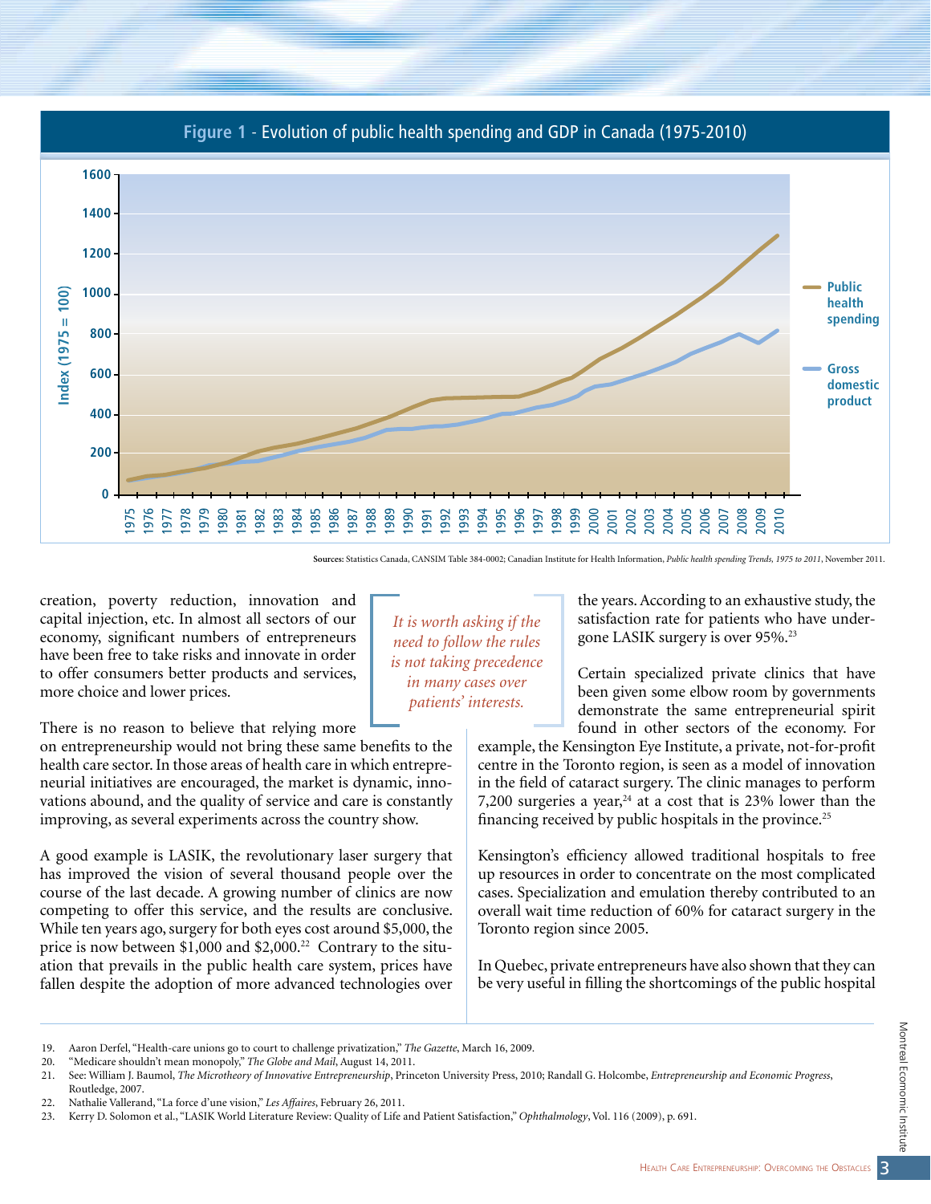**Figure 1** - Evolution of public health spending and GDP in Canada (1975-2010)

Sources: Statistics Canada, CANSIM Table 384-0002; Canadian Institute for Health Information, *Public health spending Trends, 1975 to 2011*, November 2011.

creation, poverty reduction, innovation and capital injection, etc. In almost all sectors of our economy, significant numbers of entrepreneurs have been free to take risks and innovate in order to offer consumers better products and services, more choice and lower prices.

There is no reason to believe that relying more on entrepreneurship would not bring these same benefits to the health care sector. In those areas of health care in which entrepreneurial initiatives are encouraged, the market is dynamic, innovations abound, and the quality of service and care is constantly improving, as several experiments across the country show.

> *It is worth asking if the need to follow the rules is not taking precedence in many cases over patients' interests.*

A good example is LASIK, the revolutionary laser surgery that has improved the vision of several thousand people over the course of the last decade. A growing number of clinics are now competing to offer this service, and the results are conclusive. While ten years ago, surgery for both eyes cost around $5,000, the price is now between $1,000 and $2,000.[22] Contrary to the situation that prevails in the public health care system, prices have fallen despite the adoption of more advanced technologies over the years. According to an exhaustive study, the satisfaction rate for patients who have undergone LASIK surgery is over 95%.[23]

Certain specialized private clinics that have been given some elbow room by governments demonstrate the same entrepreneurial spirit found in other sectors of the economy. For example, the Kensington Eye Institute, a private, not-for-profit centre in the Toronto region, is seen as a model of innovation in the field of cataract surgery. The clinic manages to perform 7,200 surgeries a year,[24] at a cost that is 23% lower than the financing received by public hospitals in the province.[25]

Kensington's efficiency allowed traditional hospitals to free up resources in order to concentrate on the most complicated cases. Specialization and emulation thereby contributed to an overall wait time reduction of 60% for cataract surgery in the Toronto region since 2005.

In Quebec, private entrepreneurs have also shown that they can be very useful in filling the shortcomings of the public hospital

19. Aaron Derfel, "Health-care unions go to court to challenge privatization," *The Gazette*, March 16, 2009.
20. "Medicare shouldn't mean monopoly," *The Globe and Mail*, August 14, 2011.
21. See: William J. Baumol, *The Microtheory of Innovative Entrepreneurship*, Princeton University Press, 2010; Randall G. Holcombe, *Entrepreneurship and Economic Progress*, Routledge, 2007.
22. Nathalie Vallerand, "La force d'une vision," *Les Affaires*, February 26, 2011.
23. Kerry D. Solomon et al., "LASIK World Literature Review: Quality of Life and Patient Satisfaction," *Ophthalmology*, Vol. 116 (2009), p. 691.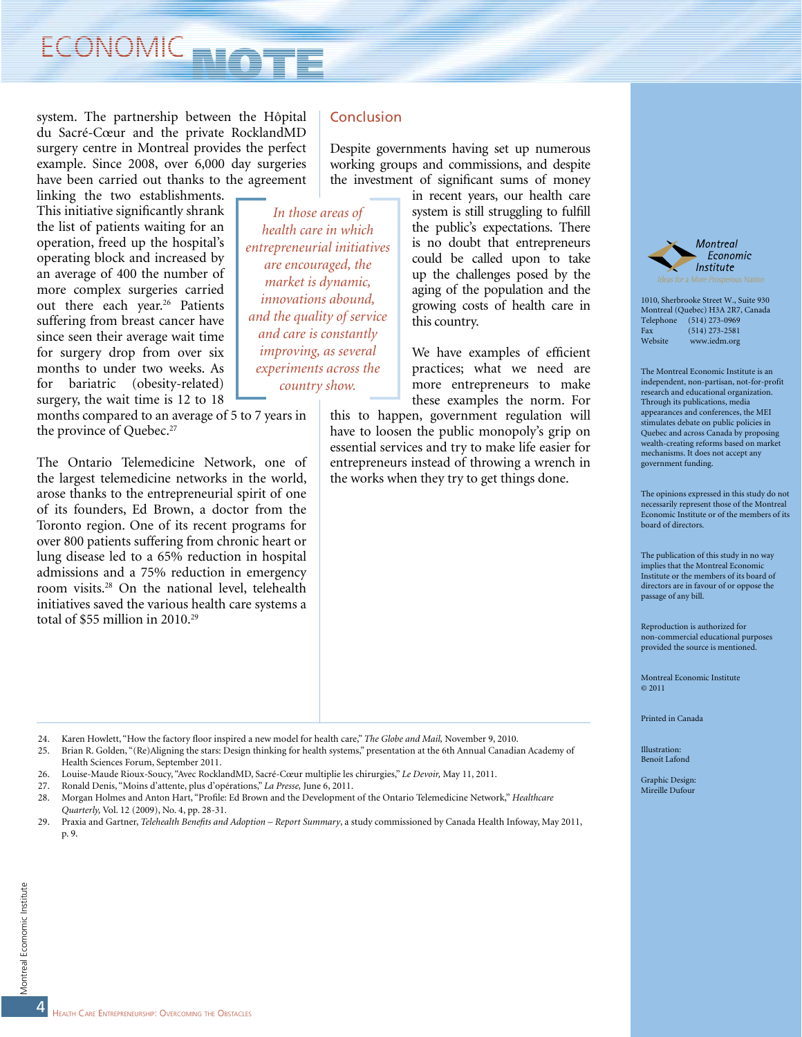system. The partnership between the Hôpital du Sacré-Cœur and the private RocklandMD surgery centre in Montreal provides the perfect example. Since 2008, over 6,000 day surgeries have been carried out thanks to the agreement linking the two establishments. This initiative significantly shrank the list of patients waiting for an operation, freed up the hospital's operating block and increased by an average of 400 the number of more complex surgeries carried out there each year.[26] Patients suffering from breast cancer have since seen their average wait time for surgery drop from over six months to under two weeks. As for bariatric (obesity-related) surgery, the wait time is 12 to 18 months compared to an average of 5 to 7 years in the province of Quebec.[27]

> *In those areas of health care in which entrepreneurial initiatives are encouraged, the market is dynamic, innovations abound, and the quality of service and care is constantly improving, as several experiments across the country show.*

The Ontario Telemedicine Network, one of the largest telemedicine networks in the world, arose thanks to the entrepreneurial spirit of one of its founders, Ed Brown, a doctor from the Toronto region. One of its recent programs for over 800 patients suffering from chronic heart or lung disease led to a 65% reduction in hospital admissions and a 75% reduction in emergency room visits.[28] On the national level, telehealth initiatives saved the various health care systems a total of $55 million in 2010.[29]

## Conclusion

Despite governments having set up numerous working groups and commissions, and despite the investment of significant sums of money in recent years, our health care system is still struggling to fulfill the public's expectations. There is no doubt that entrepreneurs could be called upon to take up the challenges posed by the aging of the population and the growing costs of health care in this country.

We have examples of efficient practices; what we need are more entrepreneurs to make these examples the norm. For this to happen, government regulation will have to loosen the public monopoly's grip on essential services and try to make life easier for entrepreneurs instead of throwing a wrench in the works when they try to get things done.

24. Karen Howlett, "How the factory floor inspired a new model for health care," *The Globe and Mail,* November 9, 2010.
25. Brian R. Golden, "(Re)Aligning the stars: Design thinking for health systems," presentation at the 6th Annual Canadian Academy of Health Sciences Forum, September 2011.
26. Louise-Maude Rioux-Soucy, "Avec RocklandMD, Sacré-Cœur multiplie les chirurgies," *Le Devoir,* May 11, 2011.
27. Ronald Denis, "Moins d'attente, plus d'opérations," *La Presse,* June 6, 2011.
28. Morgan Holmes and Anton Hart, "Profile: Ed Brown and the Development of the Ontario Telemedicine Network," *Healthcare Quarterly,* Vol. 12 (2009), No. 4, pp. 28-31.
29. Praxia and Gartner, *Telehealth Benefits and Adoption – Report Summary*, a study commissioned by Canada Health Infoway, May 2011, p. 9.

Montreal Economic Institute
*Ideas for a More Prosperous Nation*

1010, Sherbrooke Street W., Suite 930
Montreal (Quebec) H3A 2R7, Canada
Telephone (514) 273-0969
Fax (514) 273-2581
Website www.iedm.org

The Montreal Economic Institute is an independent, non-partisan, not-for-profit research and educational organization. Through its publications, media appearances and conferences, the MEI stimulates debate on public policies in Quebec and across Canada by proposing wealth-creating reforms based on market mechanisms. It does not accept any government funding.

The opinions expressed in this study do not necessarily represent those of the Montreal Economic Institute or of the members of its board of directors.

The publication of this study in no way implies that the Montreal Economic Institute or the members of its board of directors are in favour of or oppose the passage of any bill.

Reproduction is authorized for non-commercial educational purposes provided the source is mentioned.

Montreal Economic Institute
© 2011

Printed in Canada

Illustration:
Benoit Lafond

Graphic Design:
Mireille Dufour